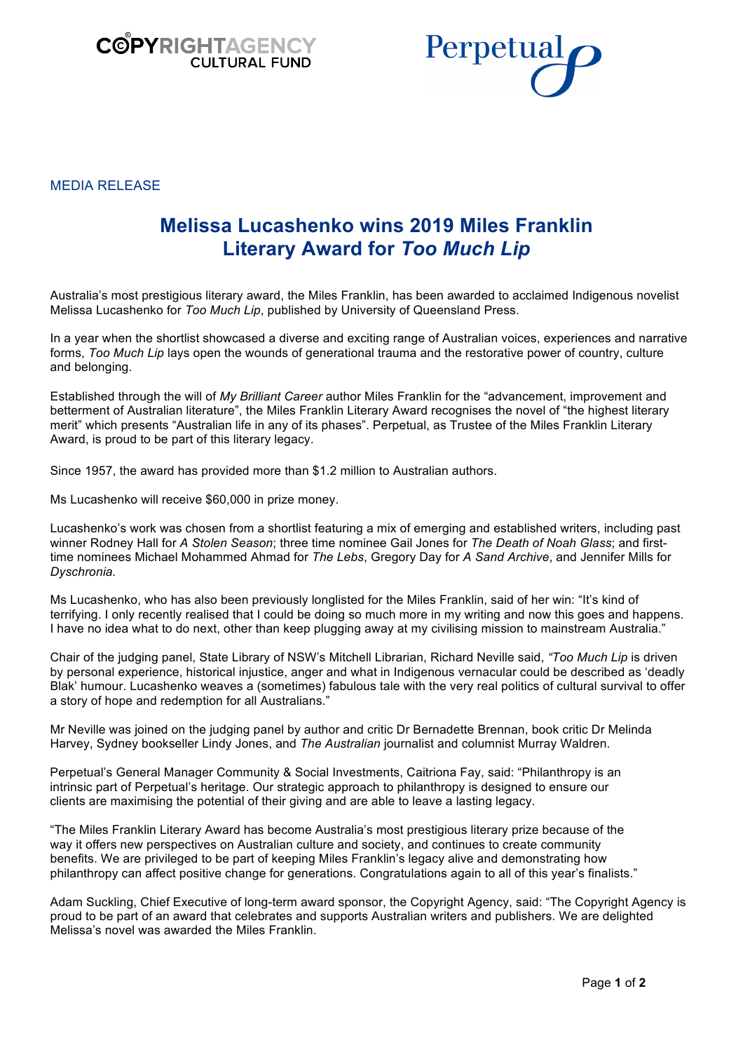COPYRIGHTAGENCY CULTURAL FUND

Perpetual

MEDIA RELEASE

# Melissa Lucashenko wins 2019 Miles Franklin Literary Award for *Too Much Lip*

Australia's most prestigious literary award, the Miles Franklin, has been awarded to acclaimed Indigenous novelist Melissa Lucashenko for *Too Much Lip*, published by University of Queensland Press.

In a year when the shortlist showcased a diverse and exciting range of Australian voices, experiences and narrative forms, *Too Much Lip* lays open the wounds of generational trauma and the restorative power of country, culture and belonging.

Established through the will of *My Brilliant Career* author Miles Franklin for the "advancement, improvement and betterment of Australian literature", the Miles Franklin Literary Award recognises the novel of "the highest literary merit" which presents "Australian life in any of its phases". Perpetual, as Trustee of the Miles Franklin Literary Award, is proud to be part of this literary legacy.

Since 1957, the award has provided more than $1.2 million to Australian authors.

Ms Lucashenko will receive $60,000 in prize money.

Lucashenko's work was chosen from a shortlist featuring a mix of emerging and established writers, including past winner Rodney Hall for *A Stolen Season*; three time nominee Gail Jones for *The Death of Noah Glass*; and first-time nominees Michael Mohammed Ahmad for *The Lebs*, Gregory Day for *A Sand Archive*, and Jennifer Mills for *Dyschronia*.

Ms Lucashenko, who has also been previously longlisted for the Miles Franklin, said of her win: "It's kind of terrifying. I only recently realised that I could be doing so much more in my writing and now this goes and happens. I have no idea what to do next, other than keep plugging away at my civilising mission to mainstream Australia."

Chair of the judging panel, State Library of NSW's Mitchell Librarian, Richard Neville said, "*Too Much Lip* is driven by personal experience, historical injustice, anger and what in Indigenous vernacular could be described as 'deadly Blak' humour. Lucashenko weaves a (sometimes) fabulous tale with the very real politics of cultural survival to offer a story of hope and redemption for all Australians."

Mr Neville was joined on the judging panel by author and critic Dr Bernadette Brennan, book critic Dr Melinda Harvey, Sydney bookseller Lindy Jones, and *The Australian* journalist and columnist Murray Waldren.

Perpetual's General Manager Community & Social Investments, Caitriona Fay, said: "Philanthropy is an intrinsic part of Perpetual's heritage. Our strategic approach to philanthropy is designed to ensure our clients are maximising the potential of their giving and are able to leave a lasting legacy.

"The Miles Franklin Literary Award has become Australia's most prestigious literary prize because of the way it offers new perspectives on Australian culture and society, and continues to create community benefits. We are privileged to be part of keeping Miles Franklin's legacy alive and demonstrating how philanthropy can affect positive change for generations. Congratulations again to all of this year's finalists."

Adam Suckling, Chief Executive of long-term award sponsor, the Copyright Agency, said: "The Copyright Agency is proud to be part of an award that celebrates and supports Australian writers and publishers. We are delighted Melissa's novel was awarded the Miles Franklin.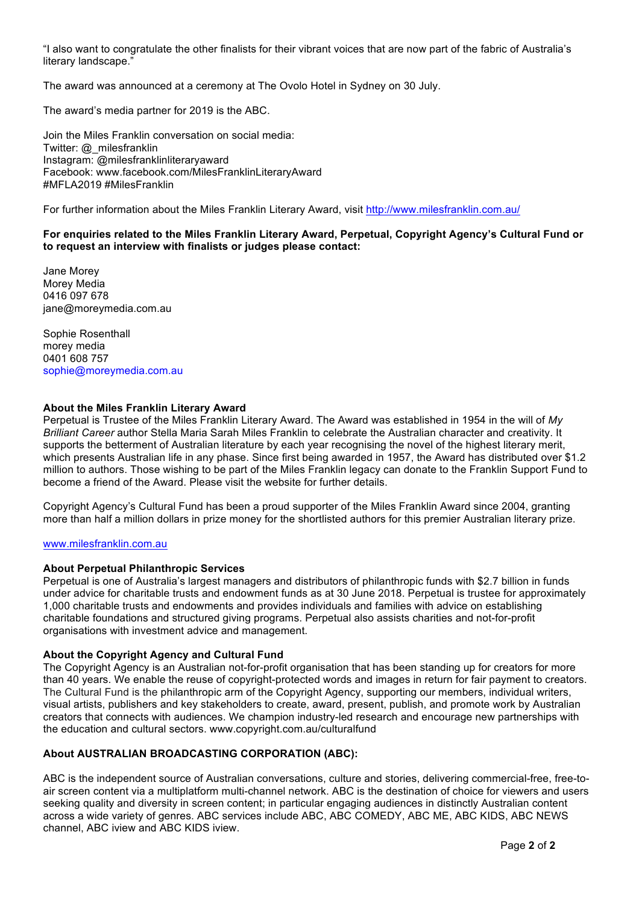"I also want to congratulate the other finalists for their vibrant voices that are now part of the fabric of Australia's literary landscape."

The award was announced at a ceremony at The Ovolo Hotel in Sydney on 30 July.

The award's media partner for 2019 is the ABC.

Join the Miles Franklin conversation on social media:
Twitter: @_milesfranklin
Instagram: @milesfranklinliteraryaward
Facebook: www.facebook.com/MilesFranklinLiteraryAward
#MFLA2019 #MilesFranklin

For further information about the Miles Franklin Literary Award, visit http://www.milesfranklin.com.au/

**For enquiries related to the Miles Franklin Literary Award, Perpetual, Copyright Agency's Cultural Fund or to request an interview with finalists or judges please contact:**

Jane Morey
Morey Media
0416 097 678
jane@moreymedia.com.au

Sophie Rosenthall
morey media
0401 608 757
sophie@moreymedia.com.au

**About the Miles Franklin Literary Award**
Perpetual is Trustee of the Miles Franklin Literary Award. The Award was established in 1954 in the will of *My Brilliant Career* author Stella Maria Sarah Miles Franklin to celebrate the Australian character and creativity. It supports the betterment of Australian literature by each year recognising the novel of the highest literary merit, which presents Australian life in any phase. Since first being awarded in 1957, the Award has distributed over $1.2 million to authors. Those wishing to be part of the Miles Franklin legacy can donate to the Franklin Support Fund to become a friend of the Award. Please visit the website for further details.

Copyright Agency's Cultural Fund has been a proud supporter of the Miles Franklin Award since 2004, granting more than half a million dollars in prize money for the shortlisted authors for this premier Australian literary prize.

www.milesfranklin.com.au

**About Perpetual Philanthropic Services**
Perpetual is one of Australia's largest managers and distributors of philanthropic funds with $2.7 billion in funds under advice for charitable trusts and endowment funds as at 30 June 2018. Perpetual is trustee for approximately 1,000 charitable trusts and endowments and provides individuals and families with advice on establishing charitable foundations and structured giving programs. Perpetual also assists charities and not-for-profit organisations with investment advice and management.

**About the Copyright Agency and Cultural Fund**
The Copyright Agency is an Australian not-for-profit organisation that has been standing up for creators for more than 40 years. We enable the reuse of copyright-protected words and images in return for fair payment to creators. The Cultural Fund is the philanthropic arm of the Copyright Agency, supporting our members, individual writers, visual artists, publishers and key stakeholders to create, award, present, publish, and promote work by Australian creators that connects with audiences. We champion industry-led research and encourage new partnerships with the education and cultural sectors. www.copyright.com.au/culturalfund

**About AUSTRALIAN BROADCASTING CORPORATION (ABC):**

ABC is the independent source of Australian conversations, culture and stories, delivering commercial-free, free-to-air screen content via a multiplatform multi-channel network. ABC is the destination of choice for viewers and users seeking quality and diversity in screen content; in particular engaging audiences in distinctly Australian content across a wide variety of genres. ABC services include ABC, ABC COMEDY, ABC ME, ABC KIDS, ABC NEWS channel, ABC iview and ABC KIDS iview.